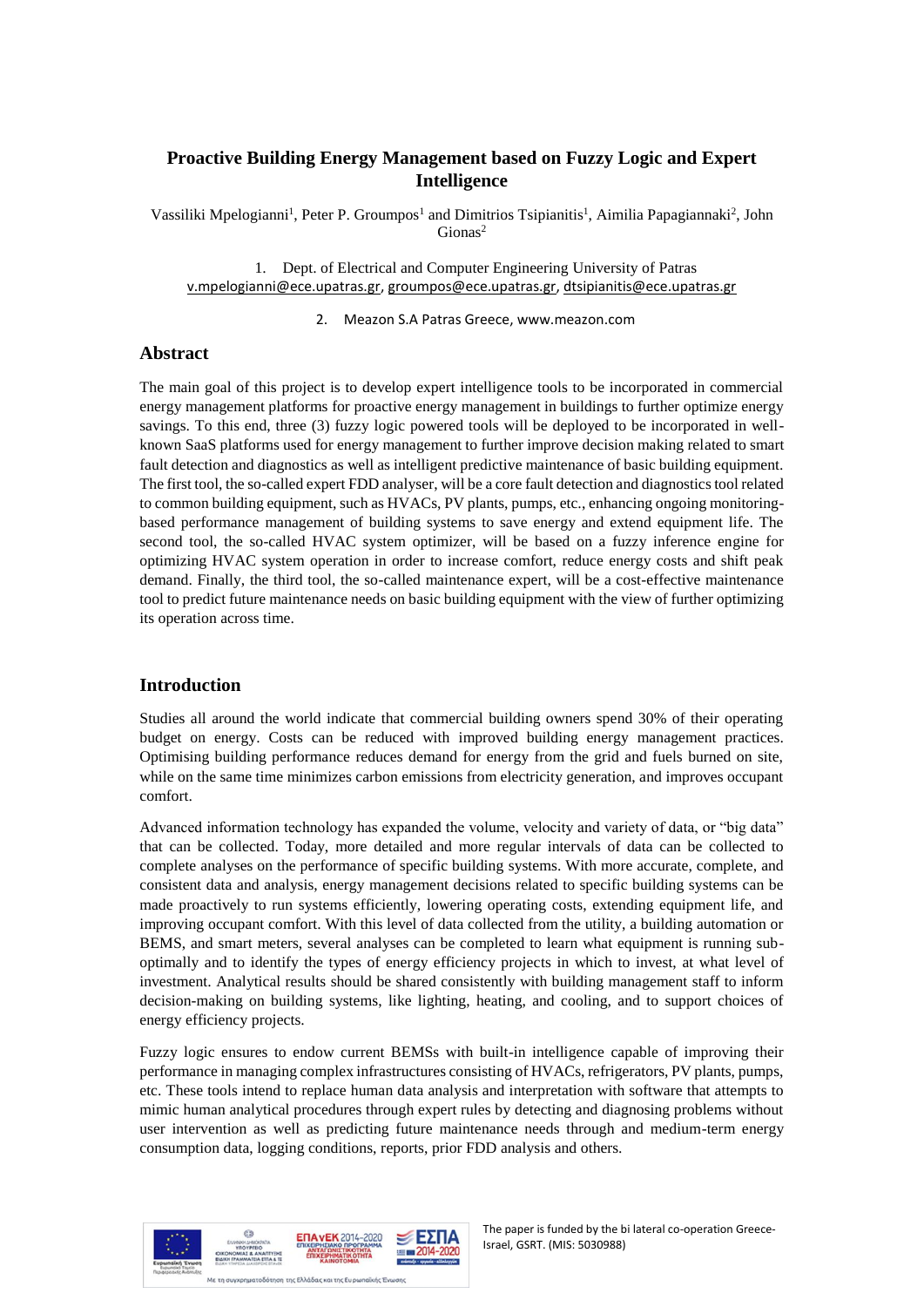# Proactive Building Energy Management based on Fuzzy Logic and Expert Intelligence

Vassiliki Mpelogianni[1], Peter P. Groumpos[1] and Dimitrios Tsipianitis[1], Aimilia Papagiannaki[2], John Gionas[2]

1. Dept. of Electrical and Computer Engineering University of Patras v.mpelogianni@ece.upatras.gr, groumpos@ece.upatras.gr, dtsipianitis@ece.upatras.gr

2. Meazon S.A Patras Greece, www.meazon.com

## Abstract

The main goal of this project is to develop expert intelligence tools to be incorporated in commercial energy management platforms for proactive energy management in buildings to further optimize energy savings. To this end, three (3) fuzzy logic powered tools will be deployed to be incorporated in well-known SaaS platforms used for energy management to further improve decision making related to smart fault detection and diagnostics as well as intelligent predictive maintenance of basic building equipment. The first tool, the so-called expert FDD analyser, will be a core fault detection and diagnostics tool related to common building equipment, such as HVACs, PV plants, pumps, etc., enhancing ongoing monitoring-based performance management of building systems to save energy and extend equipment life. The second tool, the so-called HVAC system optimizer, will be based on a fuzzy inference engine for optimizing HVAC system operation in order to increase comfort, reduce energy costs and shift peak demand. Finally, the third tool, the so-called maintenance expert, will be a cost-effective maintenance tool to predict future maintenance needs on basic building equipment with the view of further optimizing its operation across time.

## Introduction

Studies all around the world indicate that commercial building owners spend 30% of their operating budget on energy. Costs can be reduced with improved building energy management practices. Optimising building performance reduces demand for energy from the grid and fuels burned on site, while on the same time minimizes carbon emissions from electricity generation, and improves occupant comfort.

Advanced information technology has expanded the volume, velocity and variety of data, or "big data" that can be collected. Today, more detailed and more regular intervals of data can be collected to complete analyses on the performance of specific building systems. With more accurate, complete, and consistent data and analysis, energy management decisions related to specific building systems can be made proactively to run systems efficiently, lowering operating costs, extending equipment life, and improving occupant comfort. With this level of data collected from the utility, a building automation or BEMS, and smart meters, several analyses can be completed to learn what equipment is running sub-optimally and to identify the types of energy efficiency projects in which to invest, at what level of investment. Analytical results should be shared consistently with building management staff to inform decision-making on building systems, like lighting, heating, and cooling, and to support choices of energy efficiency projects.

Fuzzy logic ensures to endow current BEMSs with built-in intelligence capable of improving their performance in managing complex infrastructures consisting of HVACs, refrigerators, PV plants, pumps, etc. These tools intend to replace human data analysis and interpretation with software that attempts to mimic human analytical procedures through expert rules by detecting and diagnosing problems without user intervention as well as predicting future maintenance needs through and medium-term energy consumption data, logging conditions, reports, prior FDD analysis and others.

The paper is funded by the bi lateral co-operation Greece-Israel, GSRT. (MIS: 5030988)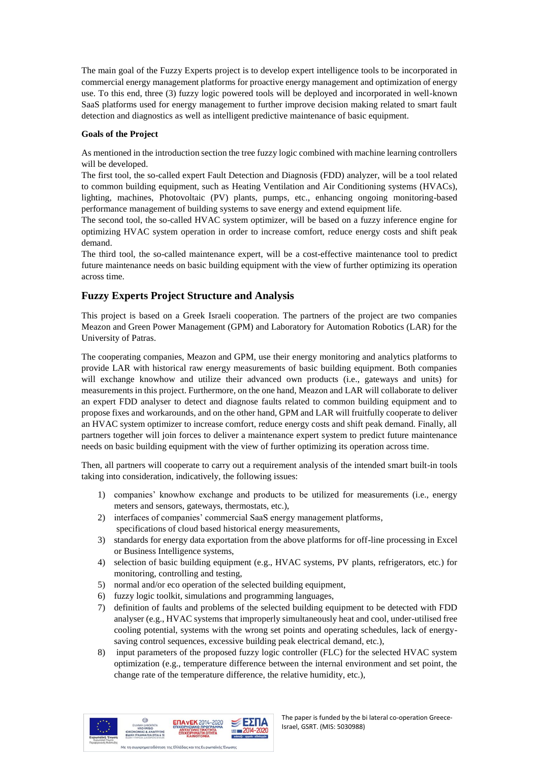The main goal of the Fuzzy Experts project is to develop expert intelligence tools to be incorporated in commercial energy management platforms for proactive energy management and optimization of energy use. To this end, three (3) fuzzy logic powered tools will be deployed and incorporated in well-known SaaS platforms used for energy management to further improve decision making related to smart fault detection and diagnostics as well as intelligent predictive maintenance of basic equipment.

**Goals of the Project**

As mentioned in the introduction section the tree fuzzy logic combined with machine learning controllers will be developed.

The first tool, the so-called expert Fault Detection and Diagnosis (FDD) analyzer, will be a tool related to common building equipment, such as Heating Ventilation and Air Conditioning systems (HVACs), lighting, machines, Photovoltaic (PV) plants, pumps, etc., enhancing ongoing monitoring-based performance management of building systems to save energy and extend equipment life.

The second tool, the so-called HVAC system optimizer, will be based on a fuzzy inference engine for optimizing HVAC system operation in order to increase comfort, reduce energy costs and shift peak demand.

The third tool, the so-called maintenance expert, will be a cost-effective maintenance tool to predict future maintenance needs on basic building equipment with the view of further optimizing its operation across time.

## Fuzzy Experts Project Structure and Analysis

This project is based on a Greek Israeli cooperation. The partners of the project are two companies Meazon and Green Power Management (GPM) and Laboratory for Automation Robotics (LAR) for the University of Patras.

The cooperating companies, Meazon and GPM, use their energy monitoring and analytics platforms to provide LAR with historical raw energy measurements of basic building equipment. Both companies will exchange knowhow and utilize their advanced own products (i.e., gateways and units) for measurements in this project. Furthermore, on the one hand, Meazon and LAR will collaborate to deliver an expert FDD analyser to detect and diagnose faults related to common building equipment and to propose fixes and workarounds, and on the other hand, GPM and LAR will fruitfully cooperate to deliver an HVAC system optimizer to increase comfort, reduce energy costs and shift peak demand. Finally, all partners together will join forces to deliver a maintenance expert system to predict future maintenance needs on basic building equipment with the view of further optimizing its operation across time.

Then, all partners will cooperate to carry out a requirement analysis of the intended smart built-in tools taking into consideration, indicatively, the following issues:

1) companies' knowhow exchange and products to be utilized for measurements (i.e., energy meters and sensors, gateways, thermostats, etc.),
2) interfaces of companies' commercial SaaS energy management platforms, specifications of cloud based historical energy measurements,
3) standards for energy data exportation from the above platforms for off-line processing in Excel or Business Intelligence systems,
4) selection of basic building equipment (e.g., HVAC systems, PV plants, refrigerators, etc.) for monitoring, controlling and testing,
5) normal and/or eco operation of the selected building equipment,
6) fuzzy logic toolkit, simulations and programming languages,
7) definition of faults and problems of the selected building equipment to be detected with FDD analyser (e.g., HVAC systems that improperly simultaneously heat and cool, under-utilised free cooling potential, systems with the wrong set points and operating schedules, lack of energy-saving control sequences, excessive building peak electrical demand, etc.),
8) input parameters of the proposed fuzzy logic controller (FLC) for the selected HVAC system optimization (e.g., temperature difference between the internal environment and set point, the change rate of the temperature difference, the relative humidity, etc.),

The paper is funded by the bi lateral co-operation Greece-Israel, GSRT. (MIS: 5030988)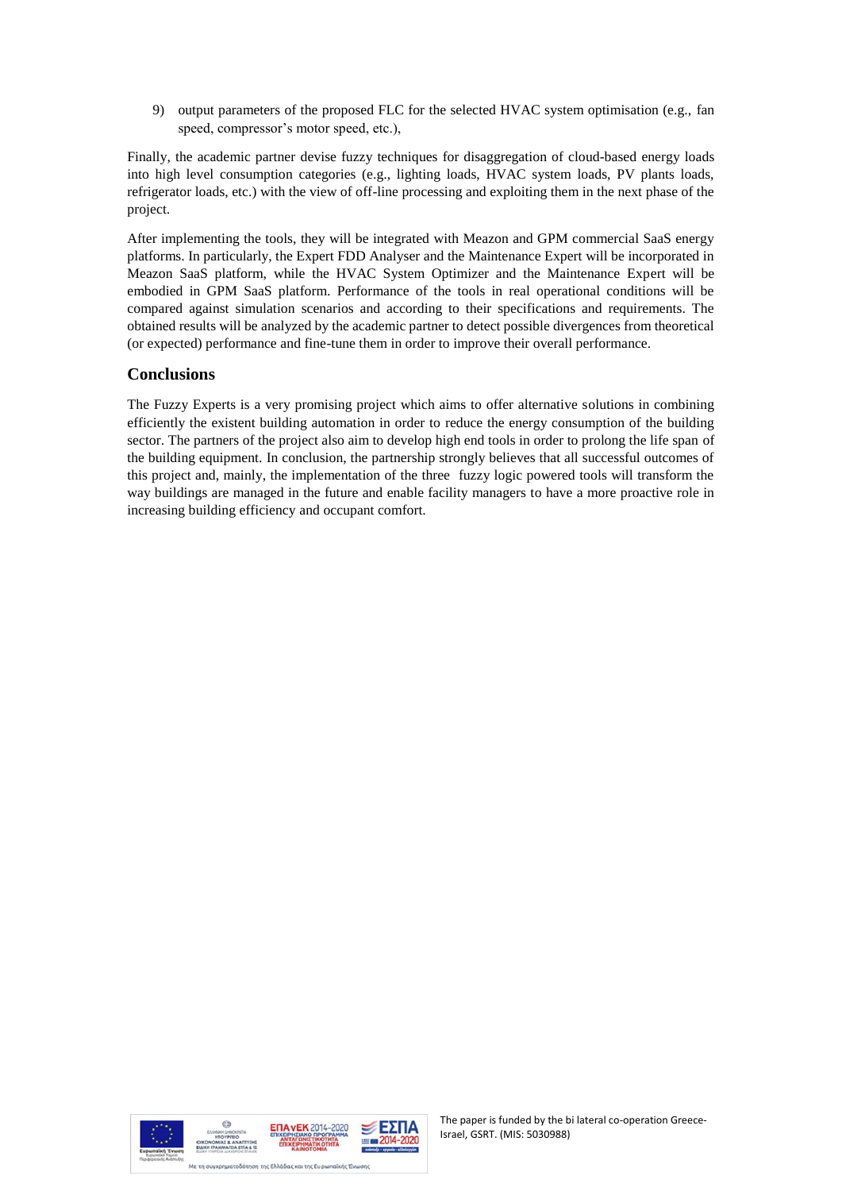9) output parameters of the proposed FLC for the selected HVAC system optimisation (e.g., fan speed, compressor's motor speed, etc.),

Finally, the academic partner devise fuzzy techniques for disaggregation of cloud-based energy loads into high level consumption categories (e.g., lighting loads, HVAC system loads, PV plants loads, refrigerator loads, etc.) with the view of off-line processing and exploiting them in the next phase of the project.

After implementing the tools, they will be integrated with Meazon and GPM commercial SaaS energy platforms. In particularly, the Expert FDD Analyser and the Maintenance Expert will be incorporated in Meazon SaaS platform, while the HVAC System Optimizer and the Maintenance Expert will be embodied in GPM SaaS platform. Performance of the tools in real operational conditions will be compared against simulation scenarios and according to their specifications and requirements. The obtained results will be analyzed by the academic partner to detect possible divergences from theoretical (or expected) performance and fine-tune them in order to improve their overall performance.

## Conclusions

The Fuzzy Experts is a very promising project which aims to offer alternative solutions in combining efficiently the existent building automation in order to reduce the energy consumption of the building sector. The partners of the project also aim to develop high end tools in order to prolong the life span of the building equipment. In conclusion, the partnership strongly believes that all successful outcomes of this project and, mainly, the implementation of the three fuzzy logic powered tools will transform the way buildings are managed in the future and enable facility managers to have a more proactive role in increasing building efficiency and occupant comfort.

The paper is funded by the bi lateral co-operation Greece-Israel, GSRT. (MIS: 5030988)